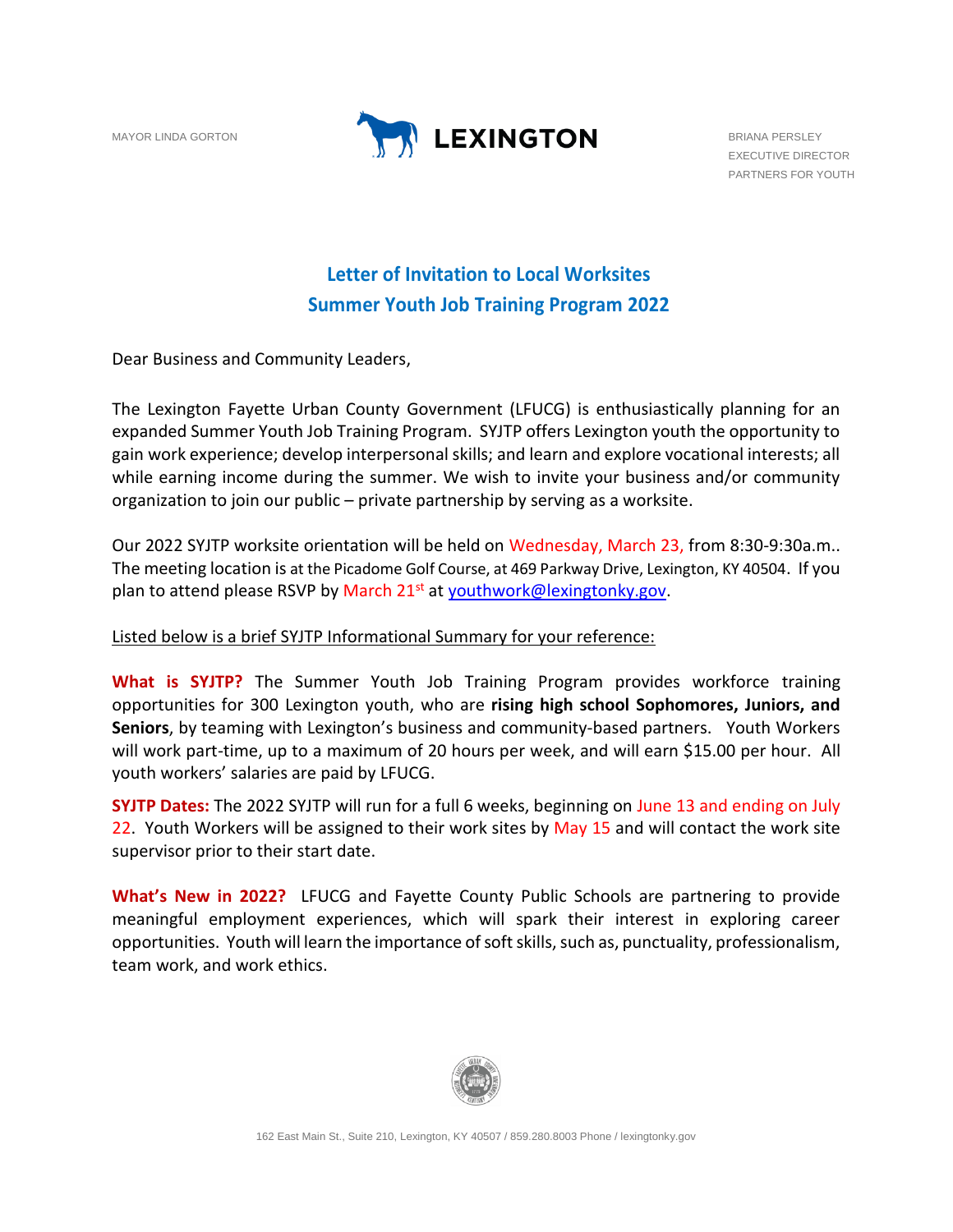MAYOR LINDA GORTON

**LEXINGTON**

BRIANA PERSLEY
EXECUTIVE DIRECTOR
PARTNERS FOR YOUTH

## Letter of Invitation to Local Worksites
## Summer Youth Job Training Program 2022

Dear Business and Community Leaders,

The Lexington Fayette Urban County Government (LFUCG) is enthusiastically planning for an expanded Summer Youth Job Training Program. SYJTP offers Lexington youth the opportunity to gain work experience; develop interpersonal skills; and learn and explore vocational interests; all while earning income during the summer. We wish to invite your business and/or community organization to join our public – private partnership by serving as a worksite.

Our 2022 SYJTP worksite orientation will be held on Wednesday, March 23, from 8:30-9:30a.m.. The meeting location is at the Picadome Golf Course, at 469 Parkway Drive, Lexington, KY 40504. If you plan to attend please RSVP by March 21st at youthwork@lexingtonky.gov.

Listed below is a brief SYJTP Informational Summary for your reference:

**What is SYJTP?** The Summer Youth Job Training Program provides workforce training opportunities for 300 Lexington youth, who are **rising high school Sophomores, Juniors, and Seniors**, by teaming with Lexington's business and community-based partners. Youth Workers will work part-time, up to a maximum of 20 hours per week, and will earn $15.00 per hour. All youth workers' salaries are paid by LFUCG.

**SYJTP Dates:** The 2022 SYJTP will run for a full 6 weeks, beginning on June 13 and ending on July 22. Youth Workers will be assigned to their work sites by May 15 and will contact the work site supervisor prior to their start date.

**What's New in 2022?** LFUCG and Fayette County Public Schools are partnering to provide meaningful employment experiences, which will spark their interest in exploring career opportunities. Youth will learn the importance of soft skills, such as, punctuality, professionalism, team work, and work ethics.

162 East Main St., Suite 210, Lexington, KY 40507 / 859.280.8003 Phone / lexingtonky.gov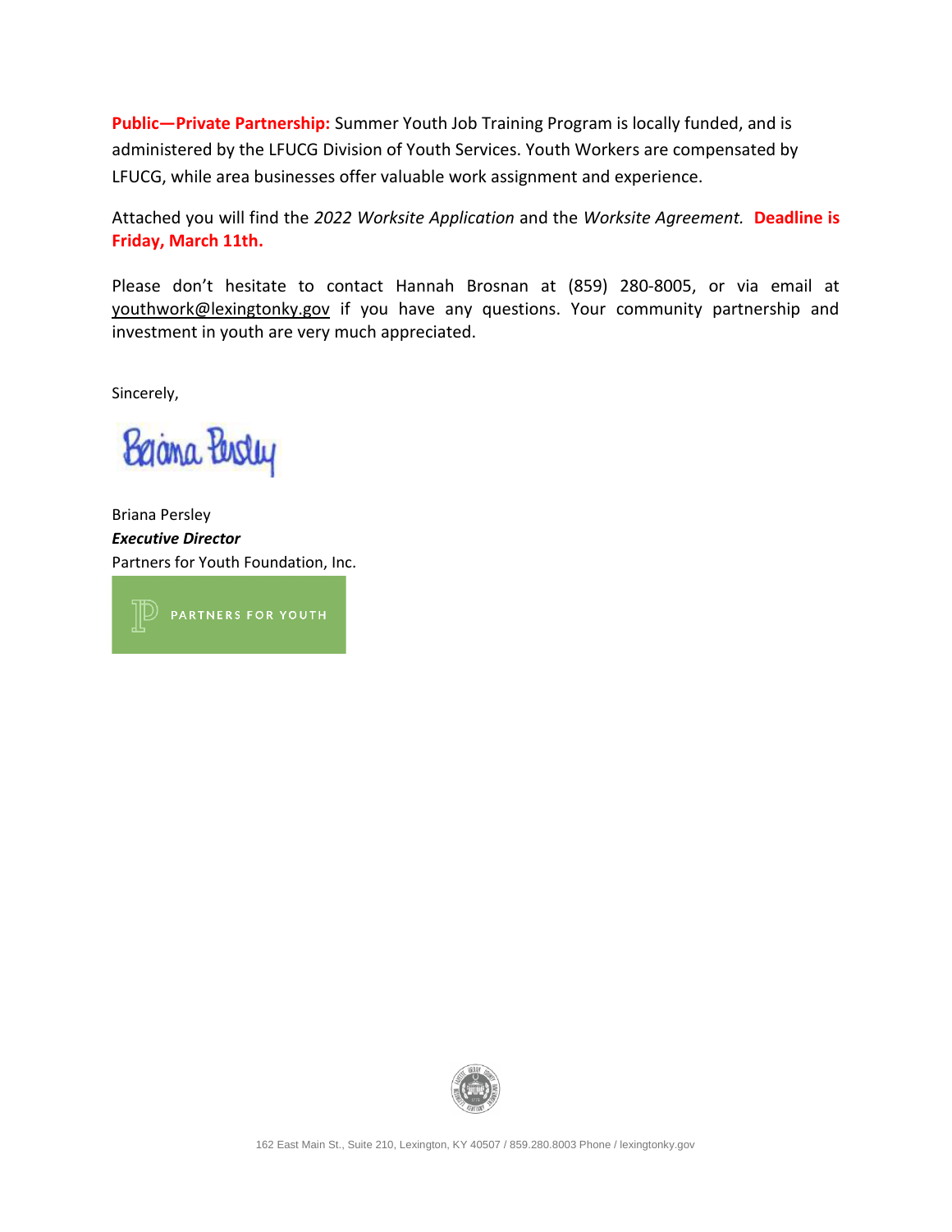**Public—Private Partnership:** Summer Youth Job Training Program is locally funded, and is administered by the LFUCG Division of Youth Services. Youth Workers are compensated by LFUCG, while area businesses offer valuable work assignment and experience.

Attached you will find the *2022 Worksite Application* and the *Worksite Agreement.* **Deadline is Friday, March 11th.**

Please don't hesitate to contact Hannah Brosnan at (859) 280-8005, or via email at youthwork@lexingtonky.gov if you have any questions. Your community partnership and investment in youth are very much appreciated.

Sincerely,

Briana Persley

***Executive Director***

Partners for Youth Foundation, Inc.

PARTNERS FOR YOUTH

162 East Main St., Suite 210, Lexington, KY 40507 / 859.280.8003 Phone / lexingtonky.gov